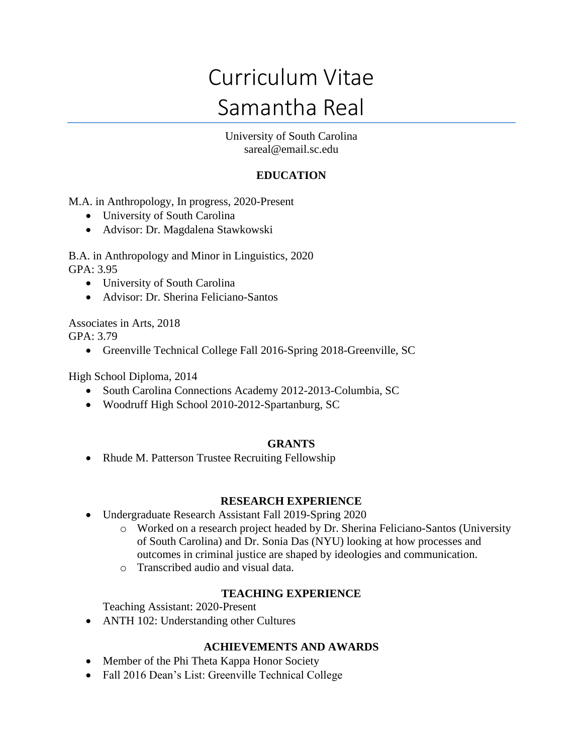# Curriculum Vitae
# Samantha Real

University of South Carolina
sareal@email.sc.edu

## EDUCATION

M.A. in Anthropology, In progress, 2020-Present

- University of South Carolina
- Advisor: Dr. Magdalena Stawkowski

B.A. in Anthropology and Minor in Linguistics, 2020
GPA: 3.95

- University of South Carolina
- Advisor: Dr. Sherina Feliciano-Santos

Associates in Arts, 2018
GPA: 3.79

- Greenville Technical College Fall 2016-Spring 2018-Greenville, SC

High School Diploma, 2014

- South Carolina Connections Academy 2012-2013-Columbia, SC
- Woodruff High School 2010-2012-Spartanburg, SC

## GRANTS

- Rhude M. Patterson Trustee Recruiting Fellowship

## RESEARCH EXPERIENCE

- Undergraduate Research Assistant Fall 2019-Spring 2020
  - Worked on a research project headed by Dr. Sherina Feliciano-Santos (University of South Carolina) and Dr. Sonia Das (NYU) looking at how processes and outcomes in criminal justice are shaped by ideologies and communication.
  - Transcribed audio and visual data.

## TEACHING EXPERIENCE

Teaching Assistant: 2020-Present

- ANTH 102: Understanding other Cultures

## ACHIEVEMENTS AND AWARDS

- Member of the Phi Theta Kappa Honor Society
- Fall 2016 Dean's List: Greenville Technical College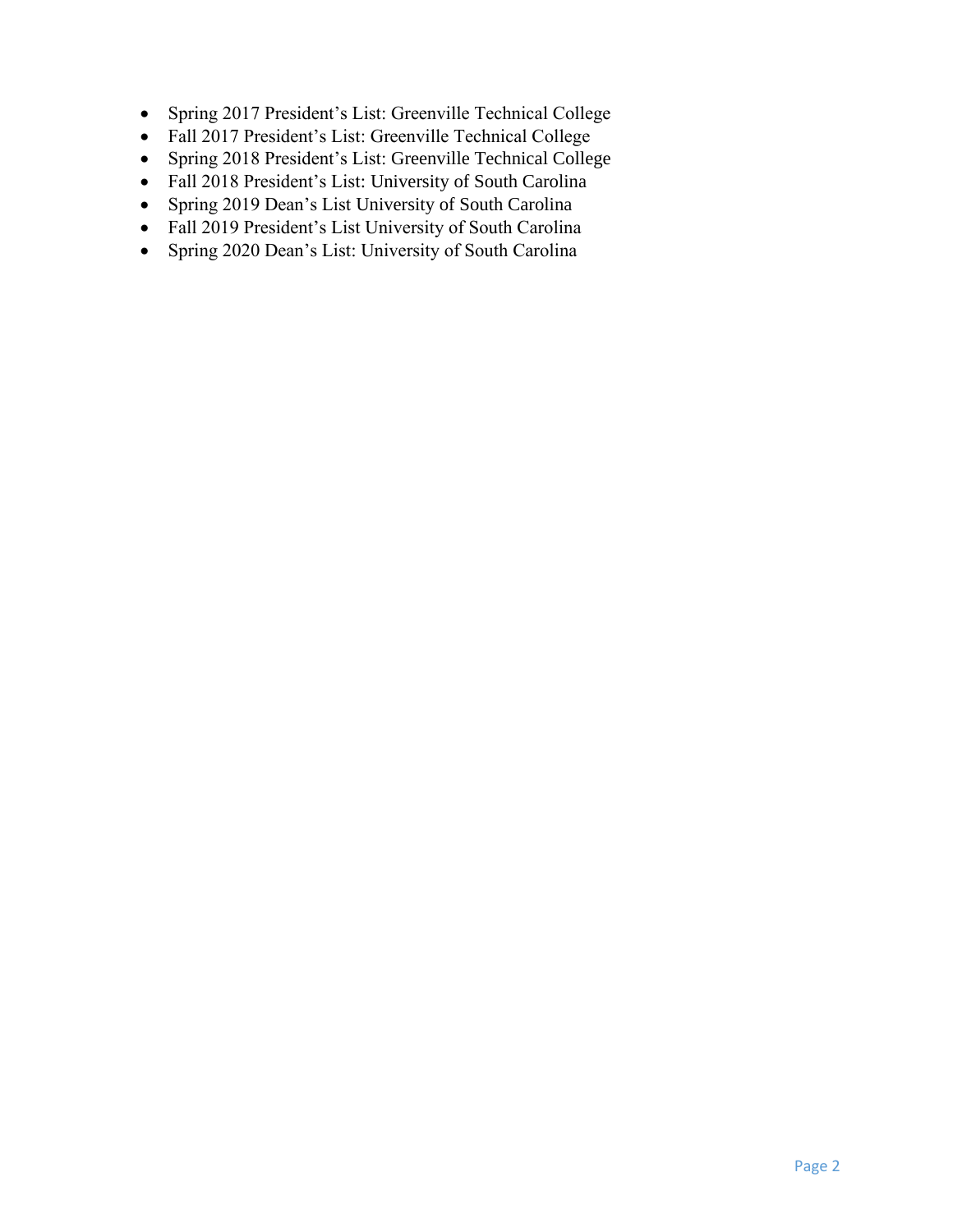- Spring 2017 President’s List: Greenville Technical College
- Fall 2017 President’s List: Greenville Technical College
- Spring 2018 President’s List: Greenville Technical College
- Fall 2018 President’s List: University of South Carolina
- Spring 2019 Dean’s List University of South Carolina
- Fall 2019 President’s List University of South Carolina
- Spring 2020 Dean’s List: University of South Carolina